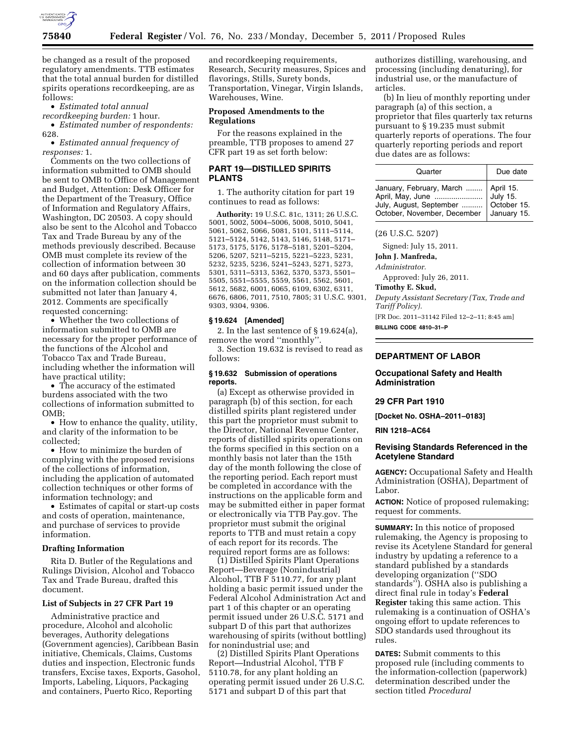be changed as a result of the proposed regulatory amendments. TTB estimates that the total annual burden for distilled spirits operations recordkeeping, are as follows:

- *Estimated total annual recordkeeping burden:* 1 hour.
- *Estimated number of respondents:* 628.
- *Estimated annual frequency of responses:* 1.

Comments on the two collections of information submitted to OMB should be sent to OMB to Office of Management and Budget, Attention: Desk Officer for the Department of the Treasury, Office of Information and Regulatory Affairs, Washington, DC 20503. A copy should also be sent to the Alcohol and Tobacco Tax and Trade Bureau by any of the methods previously described. Because OMB must complete its review of the collection of information between 30 and 60 days after publication, comments on the information collection should be submitted not later than January 4, 2012. Comments are specifically requested concerning:

- Whether the two collections of information submitted to OMB are necessary for the proper performance of the functions of the Alcohol and Tobacco Tax and Trade Bureau, including whether the information will have practical utility;
- The accuracy of the estimated burdens associated with the two collections of information submitted to OMB;
- How to enhance the quality, utility, and clarity of the information to be collected;
- How to minimize the burden of complying with the proposed revisions of the collections of information, including the application of automated collection techniques or other forms of information technology; and
- Estimates of capital or start-up costs and costs of operation, maintenance, and purchase of services to provide information.

### Drafting Information

Rita D. Butler of the Regulations and Rulings Division, Alcohol and Tobacco Tax and Trade Bureau, drafted this document.

### List of Subjects in 27 CFR Part 19

Administrative practice and procedure, Alcohol and alcoholic beverages, Authority delegations (Government agencies), Caribbean Basin initiative, Chemicals, Claims, Customs duties and inspection, Electronic funds transfers, Excise taxes, Exports, Gasohol, Imports, Labeling, Liquors, Packaging and containers, Puerto Rico, Reporting and recordkeeping requirements, Research, Security measures, Spices and flavorings, Stills, Surety bonds, Transportation, Vinegar, Virgin Islands, Warehouses, Wine.

### Proposed Amendments to the Regulations

For the reasons explained in the preamble, TTB proposes to amend 27 CFR part 19 as set forth below:

## PART 19—DISTILLED SPIRITS PLANTS

1. The authority citation for part 19 continues to read as follows:

**Authority:** 19 U.S.C. 81c, 1311; 26 U.S.C. 5001, 5002, 5004–5006, 5008, 5010, 5041, 5061, 5062, 5066, 5081, 5101, 5111–5114, 5121–5124, 5142, 5143, 5146, 5148, 5171–5173, 5175, 5176, 5178–5181, 5201–5204, 5206, 5207, 5211–5215, 5221–5223, 5231, 5232, 5235, 5236, 5241–5243, 5271, 5273, 5301, 5311–5313, 5362, 5370, 5373, 5501–5505, 5551–5555, 5559, 5561, 5562, 5601, 5612, 5682, 6001, 6065, 6109, 6302, 6311, 6676, 6806, 7011, 7510, 7805; 31 U.S.C. 9301, 9303, 9304, 9306.

#### § 19.624 [Amended]

2. In the last sentence of § 19.624(a), remove the word ''monthly''.

3. Section 19.632 is revised to read as follows:

#### § 19.632 Submission of operations reports.

(a) Except as otherwise provided in paragraph (b) of this section, for each distilled spirits plant registered under this part the proprietor must submit to the Director, National Revenue Center, reports of distilled spirits operations on the forms specified in this section on a monthly basis not later than the 15th day of the month following the close of the reporting period. Each report must be completed in accordance with the instructions on the applicable form and may be submitted either in paper format or electronically via TTB Pay.gov. The proprietor must submit the original reports to TTB and must retain a copy of each report for its records. The required report forms are as follows:

(1) Distilled Spirits Plant Operations Report—Beverage (Nonindustrial) Alcohol, TTB F 5110.77, for any plant holding a basic permit issued under the Federal Alcohol Administration Act and part 1 of this chapter or an operating permit issued under 26 U.S.C. 5171 and subpart D of this part that authorizes warehousing of spirits (without bottling) for nonindustrial use; and

(2) Distilled Spirits Plant Operations Report—Industrial Alcohol, TTB F 5110.78, for any plant holding an operating permit issued under 26 U.S.C. 5171 and subpart D of this part that authorizes distilling, warehousing, and processing (including denaturing), for industrial use, or the manufacture of articles.

(b) In lieu of monthly reporting under paragraph (a) of this section, a proprietor that files quarterly tax returns pursuant to § 19.235 must submit quarterly reports of operations. The four quarterly reporting periods and report due dates are as follows:

| Quarter | Due date |
|---|---|
| January, February, March | April 15. |
| April, May, June | July 15. |
| July, August, September | October 15. |
| October, November, December | January 15. |

(26 U.S.C. 5207)

Signed: July 15, 2011.

**John J. Manfreda,**

*Administrator.*

Approved: July 26, 2011.

**Timothy E. Skud,**

*Deputy Assistant Secretary (Tax, Trade and Tariff Policy).*

[FR Doc. 2011–31142 Filed 12–2–11; 8:45 am]

**BILLING CODE 4810–31–P**

---

## DEPARTMENT OF LABOR

### Occupational Safety and Health Administration

### 29 CFR Part 1910

**[Docket No. OSHA–2011–0183]**

**RIN 1218–AC64**

### Revising Standards Referenced in the Acetylene Standard

**AGENCY:** Occupational Safety and Health Administration (OSHA), Department of Labor.

**ACTION:** Notice of proposed rulemaking; request for comments.

**SUMMARY:** In this notice of proposed rulemaking, the Agency is proposing to revise its Acetylene Standard for general industry by updating a reference to a standard published by a standards developing organization (''SDO standards''). OSHA also is publishing a direct final rule in today's **Federal Register** taking this same action. This rulemaking is a continuation of OSHA's ongoing effort to update references to SDO standards used throughout its rules.

**DATES:** Submit comments to this proposed rule (including comments to the information-collection (paperwork) determination described under the section titled *Procedural*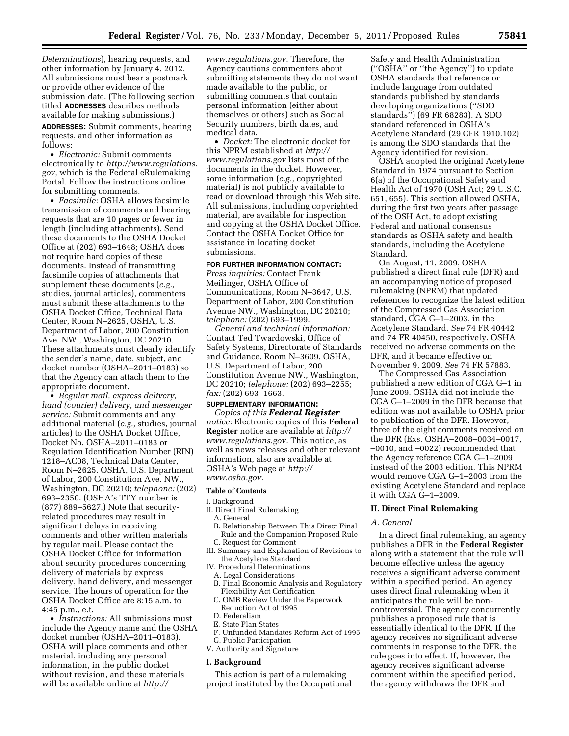*Determinations*), hearing requests, and other information by January 4, 2012. All submissions must bear a postmark or provide other evidence of the submission date. (The following section titled **ADDRESSES** describes methods available for making submissions.)

**ADDRESSES:** Submit comments, hearing requests, and other information as follows:

• *Electronic:* Submit comments electronically to *http://www.regulations.gov,* which is the Federal eRulemaking Portal. Follow the instructions online for submitting comments.

• *Facsimile:* OSHA allows facsimile transmission of comments and hearing requests that are 10 pages or fewer in length (including attachments). Send these documents to the OSHA Docket Office at (202) 693–1648; OSHA does not require hard copies of these documents. Instead of transmitting facsimile copies of attachments that supplement these documents (*e.g.,* studies, journal articles), commenters must submit these attachments to the OSHA Docket Office, Technical Data Center, Room N–2625, OSHA, U.S. Department of Labor, 200 Constitution Ave. NW., Washington, DC 20210. These attachments must clearly identify the sender's name, date, subject, and docket number (OSHA–2011–0183) so that the Agency can attach them to the appropriate document.

• *Regular mail, express delivery, hand (courier) delivery, and messenger service:* Submit comments and any additional material (*e.g.,* studies, journal articles) to the OSHA Docket Office, Docket No. OSHA–2011–0183 or Regulation Identification Number (RIN) 1218–AC08, Technical Data Center, Room N–2625, OSHA, U.S. Department of Labor, 200 Constitution Ave. NW., Washington, DC 20210; *telephone:* (202) 693–2350. (OSHA's TTY number is (877) 889–5627.) Note that security-related procedures may result in significant delays in receiving comments and other written materials by regular mail. Please contact the OSHA Docket Office for information about security procedures concerning delivery of materials by express delivery, hand delivery, and messenger service. The hours of operation for the OSHA Docket Office are 8:15 a.m. to 4:45 p.m., e.t.

• *Instructions:* All submissions must include the Agency name and the OSHA docket number (OSHA–2011–0183). OSHA will place comments and other material, including any personal information, in the public docket without revision, and these materials will be available online at *http://www.regulations.gov.* Therefore, the Agency cautions commenters about submitting statements they do not want made available to the public, or submitting comments that contain personal information (either about themselves or others) such as Social Security numbers, birth dates, and medical data.

• *Docket:* The electronic docket for this NPRM established at *http://www.regulations.gov* lists most of the documents in the docket. However, some information (*e.g.,* copyrighted material) is not publicly available to read or download through this Web site. All submissions, including copyrighted material, are available for inspection and copying at the OSHA Docket Office. Contact the OSHA Docket Office for assistance in locating docket submissions.

**FOR FURTHER INFORMATION CONTACT:**

*Press inquiries:* Contact Frank Meilinger, OSHA Office of Communications, Room N–3647, U.S. Department of Labor, 200 Constitution Avenue NW., Washington, DC 20210; *telephone:* (202) 693–1999.

*General and technical information:* Contact Ted Twardowski, Office of Safety Systems, Directorate of Standards and Guidance, Room N–3609, OSHA, U.S. Department of Labor, 200 Constitution Avenue NW., Washington, DC 20210; *telephone:* (202) 693–2255; *fax:* (202) 693–1663.

**SUPPLEMENTARY INFORMATION:**

*Copies of this **Federal Register** notice:* Electronic copies of this **Federal Register** notice are available at *http://www.regulations.gov.* This notice, as well as news releases and other relevant information, also are available at OSHA's Web page at *http://www.osha.gov.*

**Table of Contents**

I. Background
II. Direct Final Rulemaking
  A. General
  B. Relationship Between This Direct Final Rule and the Companion Proposed Rule
  C. Request for Comment
III. Summary and Explanation of Revisions to the Acetylene Standard
IV. Procedural Determinations
  A. Legal Considerations
  B. Final Economic Analysis and Regulatory Flexibility Act Certification
  C. OMB Review Under the Paperwork Reduction Act of 1995
  D. Federalism
  E. State Plan States
  F. Unfunded Mandates Reform Act of 1995
  G. Public Participation
V. Authority and Signature

## I. Background

This action is part of a rulemaking project instituted by the Occupational Safety and Health Administration (''OSHA'' or ''the Agency'') to update OSHA standards that reference or include language from outdated standards published by standards developing organizations (''SDO standards'') (69 FR 68283). A SDO standard referenced in OSHA's Acetylene Standard (29 CFR 1910.102) is among the SDO standards that the Agency identified for revision.

OSHA adopted the original Acetylene Standard in 1974 pursuant to Section 6(a) of the Occupational Safety and Health Act of 1970 (OSH Act; 29 U.S.C. 651, 655). This section allowed OSHA, during the first two years after passage of the OSH Act, to adopt existing Federal and national consensus standards as OSHA safety and health standards, including the Acetylene Standard.

On August, 11, 2009, OSHA published a direct final rule (DFR) and an accompanying notice of proposed rulemaking (NPRM) that updated references to recognize the latest edition of the Compressed Gas Association standard, CGA G–1–2003, in the Acetylene Standard. *See* 74 FR 40442 and 74 FR 40450, respectively. OSHA received no adverse comments on the DFR, and it became effective on November 9, 2009. *See* 74 FR 57883.

The Compressed Gas Association published a new edition of CGA G–1 in June 2009. OSHA did not include the CGA G–1–2009 in the DFR because that edition was not available to OSHA prior to publication of the DFR. However, three of the eight comments received on the DFR (Exs. OSHA–2008–0034–0017, –0010, and –0022) recommended that the Agency reference CGA G–1–2009 instead of the 2003 edition. This NPRM would remove CGA G–1–2003 from the existing Acetylene Standard and replace it with CGA G–1–2009.

## II. Direct Final Rulemaking

### *A. General*

In a direct final rulemaking, an agency publishes a DFR in the **Federal Register** along with a statement that the rule will become effective unless the agency receives a significant adverse comment within a specified period. An agency uses direct final rulemaking when it anticipates the rule will be non-controversial. The agency concurrently publishes a proposed rule that is essentially identical to the DFR. If the agency receives no significant adverse comments in response to the DFR, the rule goes into effect. If, however, the agency receives significant adverse comment within the specified period, the agency withdraws the DFR and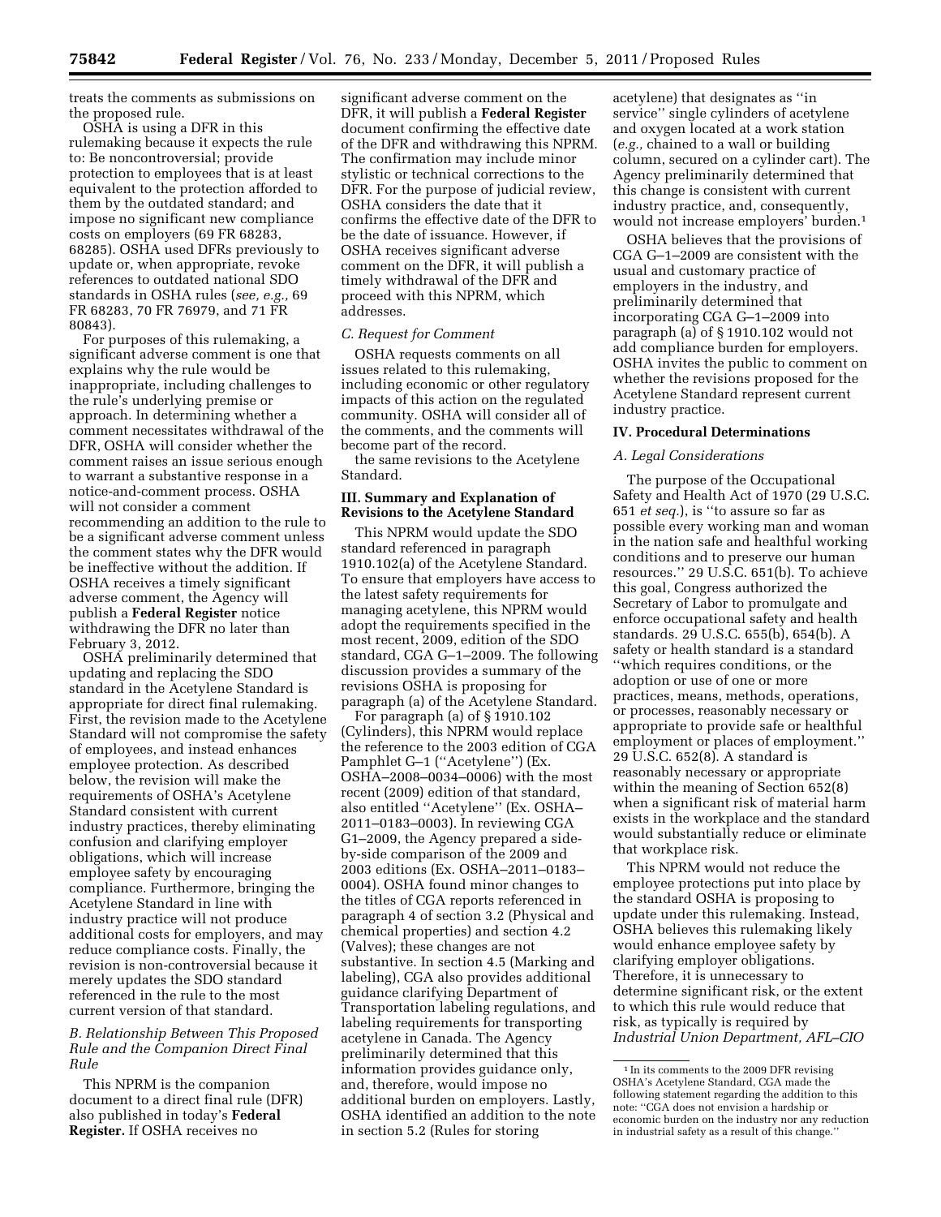treats the comments as submissions on the proposed rule.

OSHA is using a DFR in this rulemaking because it expects the rule to: Be noncontroversial; provide protection to employees that is at least equivalent to the protection afforded to them by the outdated standard; and impose no significant new compliance costs on employers (69 FR 68283, 68285). OSHA used DFRs previously to update or, when appropriate, revoke references to outdated national SDO standards in OSHA rules (*see, e.g.,* 69 FR 68283, 70 FR 76979, and 71 FR 80843).

For purposes of this rulemaking, a significant adverse comment is one that explains why the rule would be inappropriate, including challenges to the rule's underlying premise or approach. In determining whether a comment necessitates withdrawal of the DFR, OSHA will consider whether the comment raises an issue serious enough to warrant a substantive response in a notice-and-comment process. OSHA will not consider a comment recommending an addition to the rule to be a significant adverse comment unless the comment states why the DFR would be ineffective without the addition. If OSHA receives a timely significant adverse comment, the Agency will publish a **Federal Register** notice withdrawing the DFR no later than February 3, 2012.

OSHA preliminarily determined that updating and replacing the SDO standard in the Acetylene Standard is appropriate for direct final rulemaking. First, the revision made to the Acetylene Standard will not compromise the safety of employees, and instead enhances employee protection. As described below, the revision will make the requirements of OSHA's Acetylene Standard consistent with current industry practices, thereby eliminating confusion and clarifying employer obligations, which will increase employee safety by encouraging compliance. Furthermore, bringing the Acetylene Standard in line with industry practice will not produce additional costs for employers, and may reduce compliance costs. Finally, the revision is non-controversial because it merely updates the SDO standard referenced in the rule to the most current version of that standard.

### *B. Relationship Between This Proposed Rule and the Companion Direct Final Rule*

This NPRM is the companion document to a direct final rule (DFR) also published in today's **Federal Register.** If OSHA receives no significant adverse comment on the DFR, it will publish a **Federal Register** document confirming the effective date of the DFR and withdrawing this NPRM. The confirmation may include minor stylistic or technical corrections to the DFR. For the purpose of judicial review, OSHA considers the date that it confirms the effective date of the DFR to be the date of issuance. However, if OSHA receives significant adverse comment on the DFR, it will publish a timely withdrawal of the DFR and proceed with this NPRM, which addresses.

### *C. Request for Comment*

OSHA requests comments on all issues related to this rulemaking, including economic or other regulatory impacts of this action on the regulated community. OSHA will consider all of the comments, and the comments will become part of the record.

the same revisions to the Acetylene Standard.

## III. Summary and Explanation of Revisions to the Acetylene Standard

This NPRM would update the SDO standard referenced in paragraph 1910.102(a) of the Acetylene Standard. To ensure that employers have access to the latest safety requirements for managing acetylene, this NPRM would adopt the requirements specified in the most recent, 2009, edition of the SDO standard, CGA G–1–2009. The following discussion provides a summary of the revisions OSHA is proposing for paragraph (a) of the Acetylene Standard.

For paragraph (a) of § 1910.102 (Cylinders), this NPRM would replace the reference to the 2003 edition of CGA Pamphlet G–1 (''Acetylene'') (Ex. OSHA–2008–0034–0006) with the most recent (2009) edition of that standard, also entitled ''Acetylene'' (Ex. OSHA–2011–0183–0003). In reviewing CGA G1–2009, the Agency prepared a side-by-side comparison of the 2009 and 2003 editions (Ex. OSHA–2011–0183–0004). OSHA found minor changes to the titles of CGA reports referenced in paragraph 4 of section 3.2 (Physical and chemical properties) and section 4.2 (Valves); these changes are not substantive. In section 4.5 (Marking and labeling), CGA also provides additional guidance clarifying Department of Transportation labeling regulations, and labeling requirements for transporting acetylene in Canada. The Agency preliminarily determined that this information provides guidance only, and, therefore, would impose no additional burden on employers. Lastly, OSHA identified an addition to the note in section 5.2 (Rules for storing acetylene) that designates as ''in service'' single cylinders of acetylene and oxygen located at a work station (*e.g.,* chained to a wall or building column, secured on a cylinder cart). The Agency preliminarily determined that this change is consistent with current industry practice, and, consequently, would not increase employers' burden.[1]

OSHA believes that the provisions of CGA G–1–2009 are consistent with the usual and customary practice of employers in the industry, and preliminarily determined that incorporating CGA G–1–2009 into paragraph (a) of § 1910.102 would not add compliance burden for employers. OSHA invites the public to comment on whether the revisions proposed for the Acetylene Standard represent current industry practice.

## IV. Procedural Determinations

### *A. Legal Considerations*

The purpose of the Occupational Safety and Health Act of 1970 (29 U.S.C. 651 *et seq.*), is ''to assure so far as possible every working man and woman in the nation safe and healthful working conditions and to preserve our human resources.'' 29 U.S.C. 651(b). To achieve this goal, Congress authorized the Secretary of Labor to promulgate and enforce occupational safety and health standards. 29 U.S.C. 655(b), 654(b). A safety or health standard is a standard ''which requires conditions, or the adoption or use of one or more practices, means, methods, operations, or processes, reasonably necessary or appropriate to provide safe or healthful employment or places of employment.'' 29 U.S.C. 652(8). A standard is reasonably necessary or appropriate within the meaning of Section 652(8) when a significant risk of material harm exists in the workplace and the standard would substantially reduce or eliminate that workplace risk.

This NPRM would not reduce the employee protections put into place by the standard OSHA is proposing to update under this rulemaking. Instead, OSHA believes this rulemaking likely would enhance employee safety by clarifying employer obligations. Therefore, it is unnecessary to determine significant risk, or the extent to which this rule would reduce that risk, as typically is required by *Industrial Union Department, AFL–CIO*

[1] In its comments to the 2009 DFR revising OSHA's Acetylene Standard, CGA made the following statement regarding the addition to this note: ''CGA does not envision a hardship or economic burden on the industry nor any reduction in industrial safety as a result of this change.''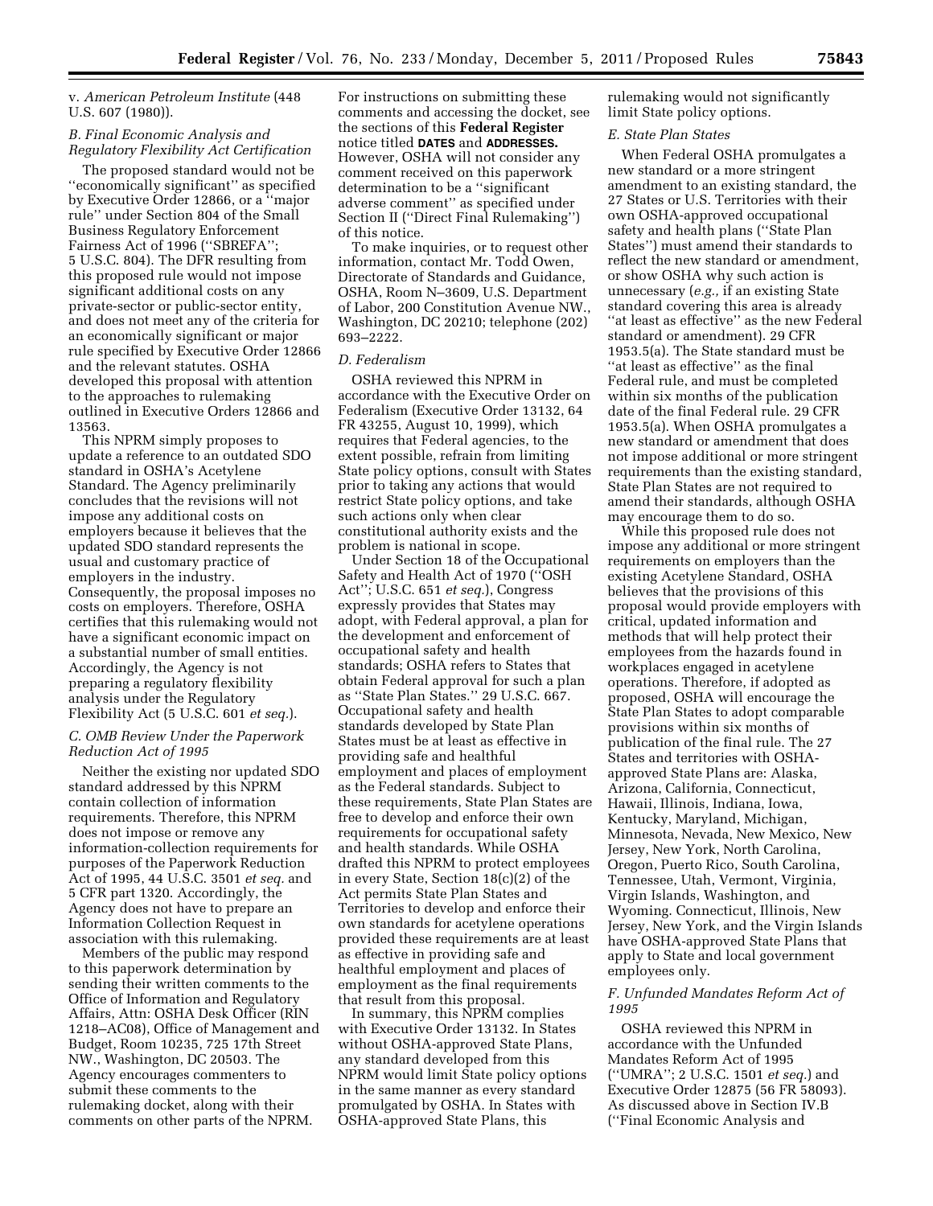v. *American Petroleum Institute* (448 U.S. 607 (1980)).

### *B. Final Economic Analysis and Regulatory Flexibility Act Certification*

The proposed standard would not be ''economically significant'' as specified by Executive Order 12866, or a ''major rule'' under Section 804 of the Small Business Regulatory Enforcement Fairness Act of 1996 (''SBREFA''; 5 U.S.C. 804). The DFR resulting from this proposed rule would not impose significant additional costs on any private-sector or public-sector entity, and does not meet any of the criteria for an economically significant or major rule specified by Executive Order 12866 and the relevant statutes. OSHA developed this proposal with attention to the approaches to rulemaking outlined in Executive Orders 12866 and 13563.

This NPRM simply proposes to update a reference to an outdated SDO standard in OSHA's Acetylene Standard. The Agency preliminarily concludes that the revisions will not impose any additional costs on employers because it believes that the updated SDO standard represents the usual and customary practice of employers in the industry. Consequently, the proposal imposes no costs on employers. Therefore, OSHA certifies that this rulemaking would not have a significant economic impact on a substantial number of small entities. Accordingly, the Agency is not preparing a regulatory flexibility analysis under the Regulatory Flexibility Act (5 U.S.C. 601 *et seq.*).

### *C. OMB Review Under the Paperwork Reduction Act of 1995*

Neither the existing nor updated SDO standard addressed by this NPRM contain collection of information requirements. Therefore, this NPRM does not impose or remove any information-collection requirements for purposes of the Paperwork Reduction Act of 1995, 44 U.S.C. 3501 *et seq.* and 5 CFR part 1320. Accordingly, the Agency does not have to prepare an Information Collection Request in association with this rulemaking.

Members of the public may respond to this paperwork determination by sending their written comments to the Office of Information and Regulatory Affairs, Attn: OSHA Desk Officer (RIN 1218–AC08), Office of Management and Budget, Room 10235, 725 17th Street NW., Washington, DC 20503. The Agency encourages commenters to submit these comments to the rulemaking docket, along with their comments on other parts of the NPRM. For instructions on submitting these comments and accessing the docket, see the sections of this **Federal Register** notice titled **DATES** and **ADDRESSES.** However, OSHA will not consider any comment received on this paperwork determination to be a ''significant adverse comment'' as specified under Section II (''Direct Final Rulemaking'') of this notice.

To make inquiries, or to request other information, contact Mr. Todd Owen, Directorate of Standards and Guidance, OSHA, Room N–3609, U.S. Department of Labor, 200 Constitution Avenue NW., Washington, DC 20210; telephone (202) 693–2222.

### *D. Federalism*

OSHA reviewed this NPRM in accordance with the Executive Order on Federalism (Executive Order 13132, 64 FR 43255, August 10, 1999), which requires that Federal agencies, to the extent possible, refrain from limiting State policy options, consult with States prior to taking any actions that would restrict State policy options, and take such actions only when clear constitutional authority exists and the problem is national in scope.

Under Section 18 of the Occupational Safety and Health Act of 1970 (''OSH Act''; U.S.C. 651 *et seq.*), Congress expressly provides that States may adopt, with Federal approval, a plan for the development and enforcement of occupational safety and health standards; OSHA refers to States that obtain Federal approval for such a plan as ''State Plan States.'' 29 U.S.C. 667. Occupational safety and health standards developed by State Plan States must be at least as effective in providing safe and healthful employment and places of employment as the Federal standards. Subject to these requirements, State Plan States are free to develop and enforce their own requirements for occupational safety and health standards. While OSHA drafted this NPRM to protect employees in every State, Section 18(c)(2) of the Act permits State Plan States and Territories to develop and enforce their own standards for acetylene operations provided these requirements are at least as effective in providing safe and healthful employment and places of employment as the final requirements that result from this proposal.

In summary, this NPRM complies with Executive Order 13132. In States without OSHA-approved State Plans, any standard developed from this NPRM would limit State policy options in the same manner as every standard promulgated by OSHA. In States with OSHA-approved State Plans, this rulemaking would not significantly limit State policy options.

### *E. State Plan States*

When Federal OSHA promulgates a new standard or a more stringent amendment to an existing standard, the 27 States or U.S. Territories with their own OSHA-approved occupational safety and health plans (''State Plan States'') must amend their standards to reflect the new standard or amendment, or show OSHA why such action is unnecessary (*e.g.,* if an existing State standard covering this area is already ''at least as effective'' as the new Federal standard or amendment). 29 CFR 1953.5(a). The State standard must be ''at least as effective'' as the final Federal rule, and must be completed within six months of the publication date of the final Federal rule. 29 CFR 1953.5(a). When OSHA promulgates a new standard or amendment that does not impose additional or more stringent requirements than the existing standard, State Plan States are not required to amend their standards, although OSHA may encourage them to do so.

While this proposed rule does not impose any additional or more stringent requirements on employers than the existing Acetylene Standard, OSHA believes that the provisions of this proposal would provide employers with critical, updated information and methods that will help protect their employees from the hazards found in workplaces engaged in acetylene operations. Therefore, if adopted as proposed, OSHA will encourage the State Plan States to adopt comparable provisions within six months of publication of the final rule. The 27 States and territories with OSHA-approved State Plans are: Alaska, Arizona, California, Connecticut, Hawaii, Illinois, Indiana, Iowa, Kentucky, Maryland, Michigan, Minnesota, Nevada, New Mexico, New Jersey, New York, North Carolina, Oregon, Puerto Rico, South Carolina, Tennessee, Utah, Vermont, Virginia, Virgin Islands, Washington, and Wyoming. Connecticut, Illinois, New Jersey, New York, and the Virgin Islands have OSHA-approved State Plans that apply to State and local government employees only.

### *F. Unfunded Mandates Reform Act of 1995*

OSHA reviewed this NPRM in accordance with the Unfunded Mandates Reform Act of 1995 (''UMRA''; 2 U.S.C. 1501 *et seq.*) and Executive Order 12875 (56 FR 58093). As discussed above in Section IV.B (''Final Economic Analysis and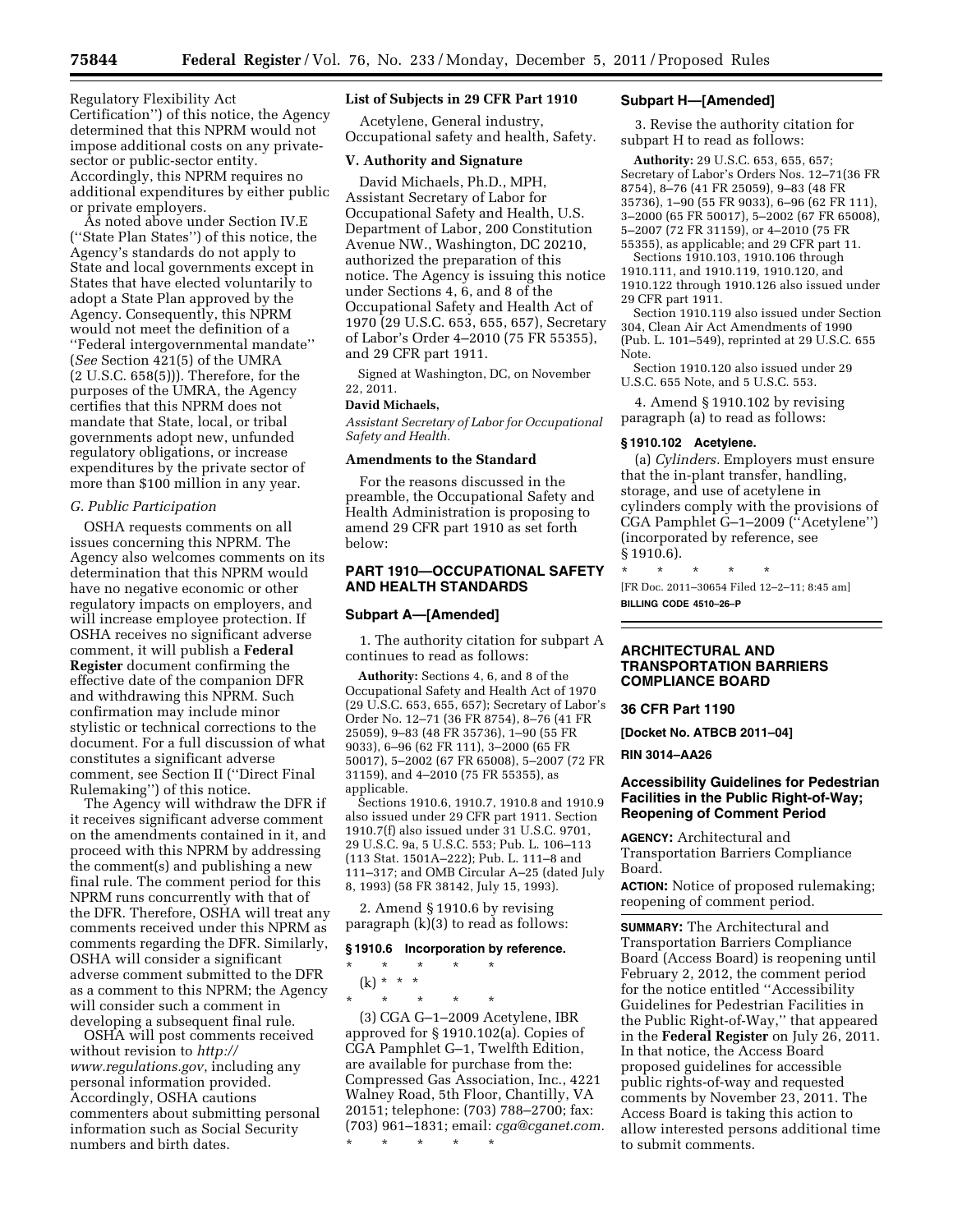Regulatory Flexibility Act Certification'') of this notice, the Agency determined that this NPRM would not impose additional costs on any private-sector or public-sector entity. Accordingly, this NPRM requires no additional expenditures by either public or private employers.

As noted above under Section IV.E (''State Plan States'') of this notice, the Agency's standards do not apply to State and local governments except in States that have elected voluntarily to adopt a State Plan approved by the Agency. Consequently, this NPRM would not meet the definition of a ''Federal intergovernmental mandate'' (*See* Section 421(5) of the UMRA (2 U.S.C. 658(5))). Therefore, for the purposes of the UMRA, the Agency certifies that this NPRM does not mandate that State, local, or tribal governments adopt new, unfunded regulatory obligations, or increase expenditures by the private sector of more than $100 million in any year.

### *G. Public Participation*

OSHA requests comments on all issues concerning this NPRM. The Agency also welcomes comments on its determination that this NPRM would have no negative economic or other regulatory impacts on employers, and will increase employee protection. If OSHA receives no significant adverse comment, it will publish a **Federal Register** document confirming the effective date of the companion DFR and withdrawing this NPRM. Such confirmation may include minor stylistic or technical corrections to the document. For a full discussion of what constitutes a significant adverse comment, see Section II (''Direct Final Rulemaking'') of this notice.

The Agency will withdraw the DFR if it receives significant adverse comment on the amendments contained in it, and proceed with this NPRM by addressing the comment(s) and publishing a new final rule. The comment period for this NPRM runs concurrently with that of the DFR. Therefore, OSHA will treat any comments received under this NPRM as comments regarding the DFR. Similarly, OSHA will consider a significant adverse comment submitted to the DFR as a comment to this NPRM; the Agency will consider such a comment in developing a subsequent final rule.

OSHA will post comments received without revision to *http://www.regulations.gov*, including any personal information provided. Accordingly, OSHA cautions commenters about submitting personal information such as Social Security numbers and birth dates.

### List of Subjects in 29 CFR Part 1910

Acetylene, General industry, Occupational safety and health, Safety.

## V. Authority and Signature

David Michaels, Ph.D., MPH, Assistant Secretary of Labor for Occupational Safety and Health, U.S. Department of Labor, 200 Constitution Avenue NW., Washington, DC 20210, authorized the preparation of this notice. The Agency is issuing this notice under Sections 4, 6, and 8 of the Occupational Safety and Health Act of 1970 (29 U.S.C. 653, 655, 657), Secretary of Labor's Order 4–2010 (75 FR 55355), and 29 CFR part 1911.

Signed at Washington, DC, on November 22, 2011.

**David Michaels,**

*Assistant Secretary of Labor for Occupational Safety and Health.*

## Amendments to the Standard

For the reasons discussed in the preamble, the Occupational Safety and Health Administration is proposing to amend 29 CFR part 1910 as set forth below:

## PART 1910—OCCUPATIONAL SAFETY AND HEALTH STANDARDS

### Subpart A—[Amended]

1. The authority citation for subpart A continues to read as follows:

**Authority:** Sections 4, 6, and 8 of the Occupational Safety and Health Act of 1970 (29 U.S.C. 653, 655, 657); Secretary of Labor's Order No. 12–71 (36 FR 8754), 8–76 (41 FR 25059), 9–83 (48 FR 35736), 1–90 (55 FR 9033), 6–96 (62 FR 111), 3–2000 (65 FR 50017), 5–2002 (67 FR 65008), 5–2007 (72 FR 31159), and 4–2010 (75 FR 55355), as applicable.

Sections 1910.6, 1910.7, 1910.8 and 1910.9 also issued under 29 CFR part 1911. Section 1910.7(f) also issued under 31 U.S.C. 9701, 29 U.S.C. 9a, 5 U.S.C. 553; Pub. L. 106–113 (113 Stat. 1501A–222); Pub. L. 111–8 and 111–317; and OMB Circular A–25 (dated July 8, 1993) (58 FR 38142, July 15, 1993).

2. Amend § 1910.6 by revising paragraph (k)(3) to read as follows:

### § 1910.6 Incorporation by reference.

\* \* \* \* \*

(k) \* \* \*

\* \* \* \* \*

(3) CGA G–1–2009 Acetylene, IBR approved for § 1910.102(a). Copies of CGA Pamphlet G–1, Twelfth Edition, are available for purchase from the: Compressed Gas Association, Inc., 4221 Walney Road, 5th Floor, Chantilly, VA 20151; telephone: (703) 788–2700; fax: (703) 961–1831; email: *cga@cganet.com.*

\* \* \* \* \*

### Subpart H—[Amended]

3. Revise the authority citation for subpart H to read as follows:

**Authority:** 29 U.S.C. 653, 655, 657; Secretary of Labor's Orders Nos. 12–71(36 FR 8754), 8–76 (41 FR 25059), 9–83 (48 FR 35736), 1–90 (55 FR 9033), 6–96 (62 FR 111), 3–2000 (65 FR 50017), 5–2002 (67 FR 65008), 5–2007 (72 FR 31159), or 4–2010 (75 FR 55355), as applicable; and 29 CFR part 11.

Sections 1910.103, 1910.106 through 1910.111, and 1910.119, 1910.120, and 1910.122 through 1910.126 also issued under 29 CFR part 1911.

Section 1910.119 also issued under Section 304, Clean Air Act Amendments of 1990 (Pub. L. 101–549), reprinted at 29 U.S.C. 655 Note.

Section 1910.120 also issued under 29 U.S.C. 655 Note, and 5 U.S.C. 553.

4. Amend § 1910.102 by revising paragraph (a) to read as follows:

### § 1910.102 Acetylene.

(a) *Cylinders.* Employers must ensure that the in-plant transfer, handling, storage, and use of acetylene in cylinders comply with the provisions of CGA Pamphlet G–1–2009 (''Acetylene'') (incorporated by reference, see § 1910.6).

\* \* \* \* \*

[FR Doc. 2011–30654 Filed 12–2–11; 8:45 am]

**BILLING CODE 4510–26–P**

---

## ARCHITECTURAL AND TRANSPORTATION BARRIERS COMPLIANCE BOARD

### 36 CFR Part 1190

**[Docket No. ATBCB 2011–04]**

**RIN 3014–AA26**

## Accessibility Guidelines for Pedestrian Facilities in the Public Right-of-Way; Reopening of Comment Period

**AGENCY:** Architectural and Transportation Barriers Compliance Board.

**ACTION:** Notice of proposed rulemaking; reopening of comment period.

**SUMMARY:** The Architectural and Transportation Barriers Compliance Board (Access Board) is reopening until February 2, 2012, the comment period for the notice entitled ''Accessibility Guidelines for Pedestrian Facilities in the Public Right-of-Way,'' that appeared in the **Federal Register** on July 26, 2011. In that notice, the Access Board proposed guidelines for accessible public rights-of-way and requested comments by November 23, 2011. The Access Board is taking this action to allow interested persons additional time to submit comments.